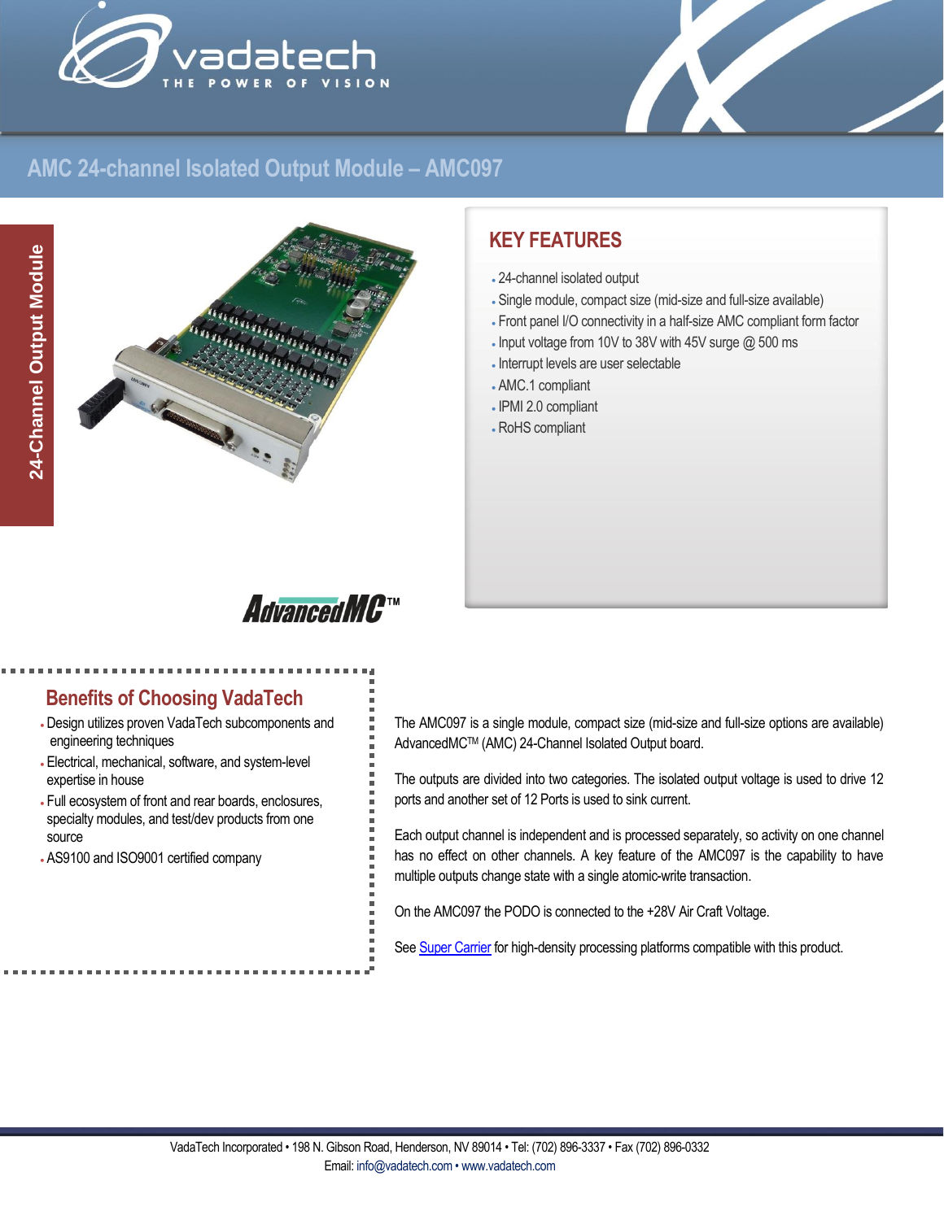# AMC 24-channel Isolated Output Module – AMC097

24-Channel Output Module

## KEY FEATURES

- 24-channel isolated output
- Single module, compact size (mid-size and full-size available)
- Front panel I/O connectivity in a half-size AMC compliant form factor
- Input voltage from 10V to 38V with 45V surge @ 500 ms
- Interrupt levels are user selectable
- AMC.1 compliant
- IPMI 2.0 compliant
- RoHS compliant

AdvancedMC™

## Benefits of Choosing VadaTech

- Design utilizes proven VadaTech subcomponents and engineering techniques
- Electrical, mechanical, software, and system-level expertise in house
- Full ecosystem of front and rear boards, enclosures, specialty modules, and test/dev products from one source
- AS9100 and ISO9001 certified company

The AMC097 is a single module, compact size (mid-size and full-size options are available) AdvancedMC™ (AMC) 24-Channel Isolated Output board.

The outputs are divided into two categories. The isolated output voltage is used to drive 12 ports and another set of 12 Ports is used to sink current.

Each output channel is independent and is processed separately, so activity on one channel has no effect on other channels. A key feature of the AMC097 is the capability to have multiple outputs change state with a single atomic-write transaction.

On the AMC097 the PODO is connected to the +28V Air Craft Voltage.

See Super Carrier for high-density processing platforms compatible with this product.

VadaTech Incorporated • 198 N. Gibson Road, Henderson, NV 89014 • Tel: (702) 896-3337 • Fax (702) 896-0332
Email: info@vadatech.com • www.vadatech.com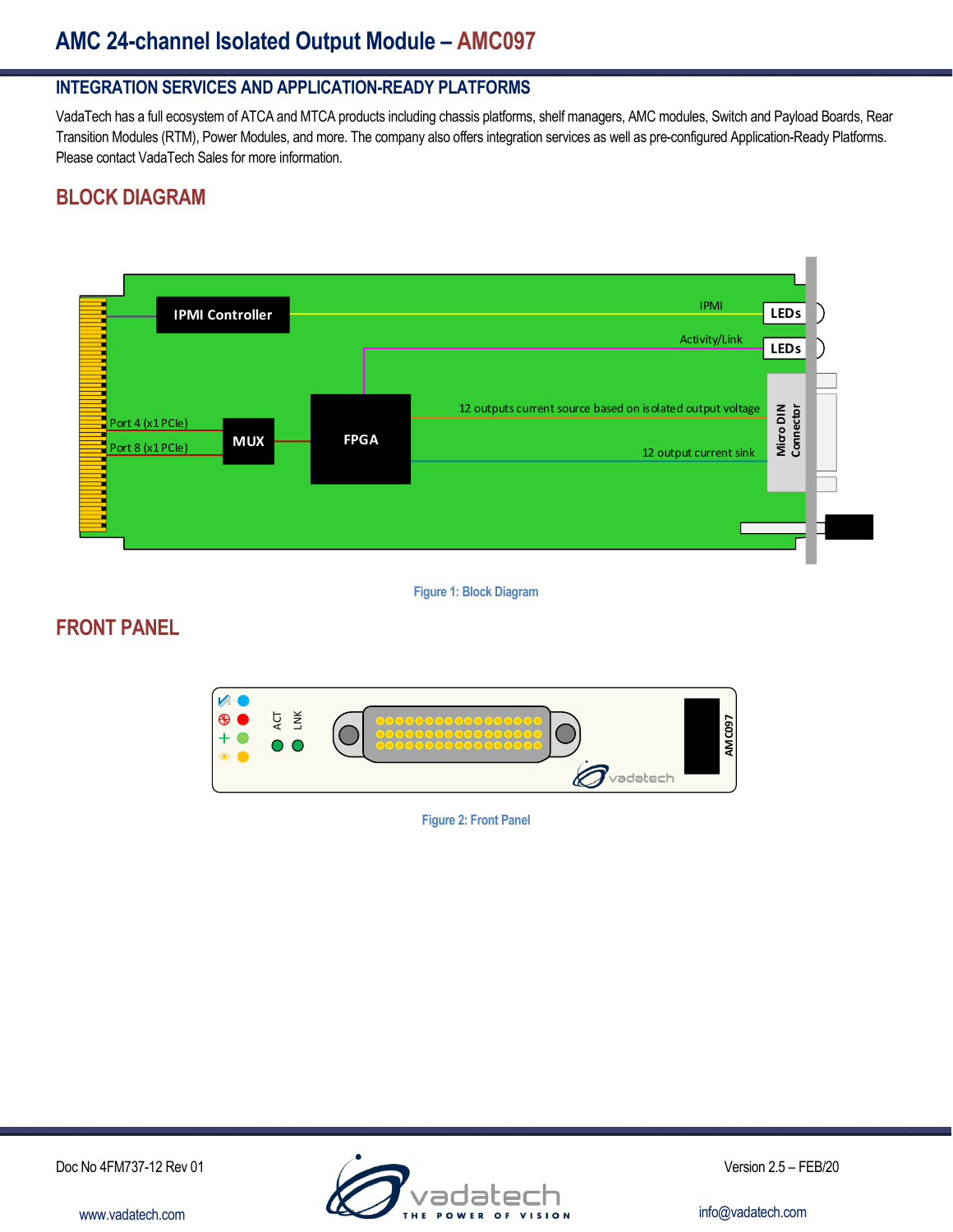## INTEGRATION SERVICES AND APPLICATION-READY PLATFORMS

VadaTech has a full ecosystem of ATCA and MTCA products including chassis platforms, shelf managers, AMC modules, Switch and Payload Boards, Rear Transition Modules (RTM), Power Modules, and more. The company also offers integration services as well as pre-configured Application-Ready Platforms. Please contact VadaTech Sales for more information.

## BLOCK DIAGRAM

Figure 1: Block Diagram

## FRONT PANEL

Figure 2: Front Panel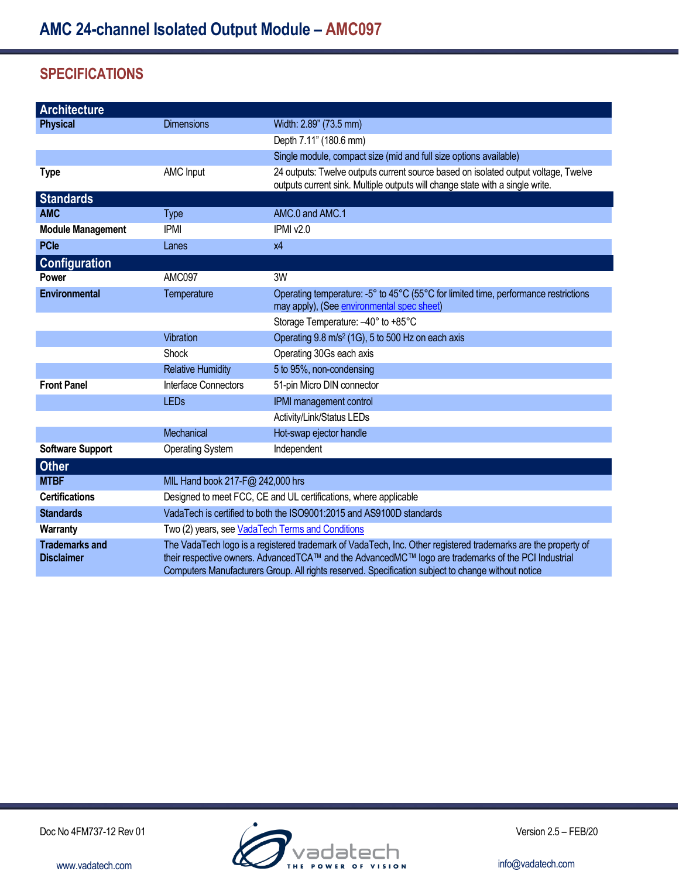## SPECIFICATIONS

| **Architecture** | | |
|---|---|---|
| **Physical** | Dimensions | Width: 2.89" (73.5 mm) |
| | | Depth 7.11" (180.6 mm) |
| | | Single module, compact size (mid and full size options available) |
| **Type** | AMC Input | 24 outputs: Twelve outputs current source based on isolated output voltage, Twelve outputs current sink. Multiple outputs will change state with a single write. |
| **Standards** | | |
| **AMC** | Type | AMC.0 and AMC.1 |
| **Module Management** | IPMI | IPMI v2.0 |
| **PCIe** | Lanes | x4 |
| **Configuration** | | |
| **Power** | AMC097 | 3W |
| **Environmental** | Temperature | Operating temperature: -5° to 45°C (55°C for limited time, performance restrictions may apply), (See environmental spec sheet) |
| | | Storage Temperature: –40° to +85°C |
| | Vibration | Operating 9.8 m/s² (1G), 5 to 500 Hz on each axis |
| | Shock | Operating 30Gs each axis |
| | Relative Humidity | 5 to 95%, non-condensing |
| **Front Panel** | Interface Connectors | 51-pin Micro DIN connector |
| | LEDs | IPMI management control |
| | | Activity/Link/Status LEDs |
| | Mechanical | Hot-swap ejector handle |
| **Software Support** | Operating System | Independent |
| **Other** | | |
| **MTBF** | MIL Hand book 217-F@ 242,000 hrs | |
| **Certifications** | Designed to meet FCC, CE and UL certifications, where applicable | |
| **Standards** | VadaTech is certified to both the ISO9001:2015 and AS9100D standards | |
| **Warranty** | Two (2) years, see VadaTech Terms and Conditions | |
| **Trademarks and Disclaimer** | The VadaTech logo is a registered trademark of VadaTech, Inc. Other registered trademarks are the property of their respective owners. AdvancedTCA™ and the AdvancedMC™ logo are trademarks of the PCI Industrial Computers Manufacturers Group. All rights reserved. Specification subject to change without notice | |

Doc No 4FM737-12 Rev 01

Version 2.5 – FEB/20

www.vadatech.com

info@vadatech.com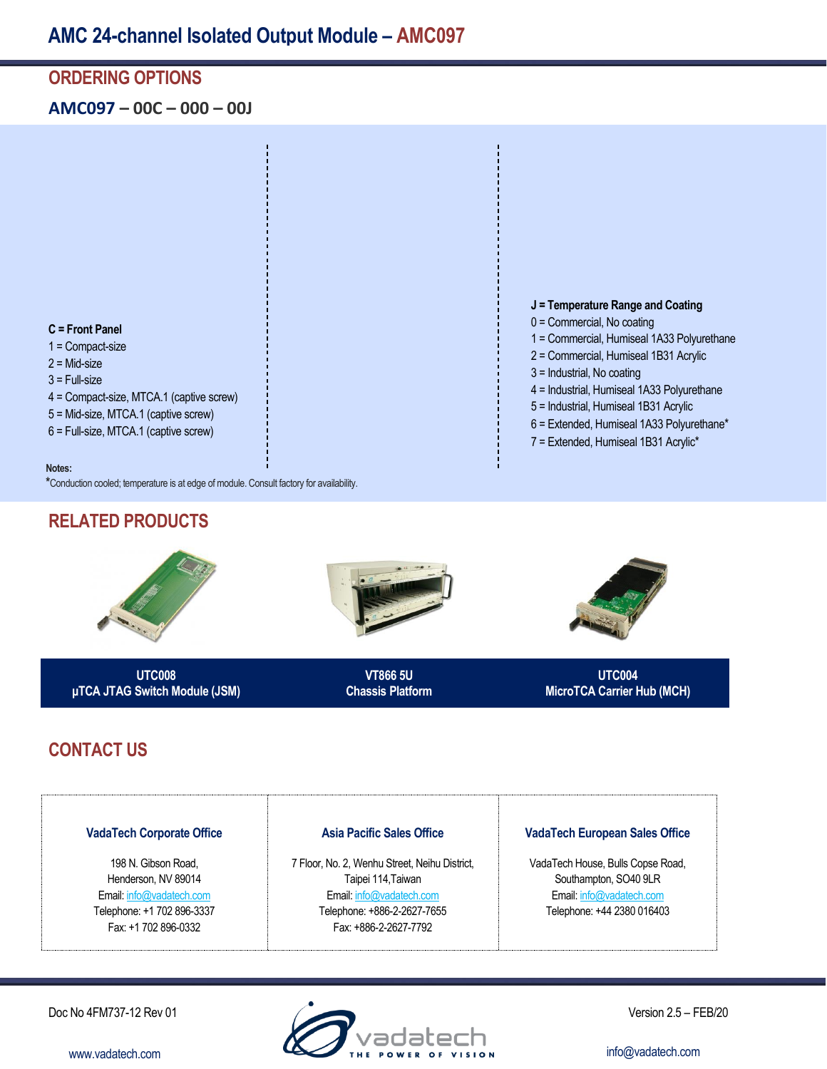# AMC 24-channel Isolated Output Module – AMC097

## ORDERING OPTIONS

### AMC097 – 00C – 000 – 00J

**C = Front Panel**
1 = Compact-size
2 = Mid-size
3 = Full-size
4 = Compact-size, MTCA.1 (captive screw)
5 = Mid-size, MTCA.1 (captive screw)
6 = Full-size, MTCA.1 (captive screw)

**J = Temperature Range and Coating**
0 = Commercial, No coating
1 = Commercial, Humiseal 1A33 Polyurethane
2 = Commercial, Humiseal 1B31 Acrylic
3 = Industrial, No coating
4 = Industrial, Humiseal 1A33 Polyurethane
5 = Industrial, Humiseal 1B31 Acrylic
6 = Extended, Humiseal 1A33 Polyurethane*
7 = Extended, Humiseal 1B31 Acrylic*

**Notes:**
*Conduction cooled; temperature is at edge of module. Consult factory for availability.

## RELATED PRODUCTS

| UTC008 µTCA JTAG Switch Module (JSM) | VT866 5U Chassis Platform | UTC004 MicroTCA Carrier Hub (MCH) |
|---|---|---|

## CONTACT US

**VadaTech Corporate Office**
198 N. Gibson Road,
Henderson, NV 89014
Email: info@vadatech.com
Telephone: +1 702 896-3337
Fax: +1 702 896-0332

**Asia Pacific Sales Office**
7 Floor, No. 2, Wenhu Street, Neihu District,
Taipei 114,Taiwan
Email: info@vadatech.com
Telephone: +886-2-2627-7655
Fax: +886-2-2627-7792

**VadaTech European Sales Office**
VadaTech House, Bulls Copse Road,
Southampton, SO40 9LR
Email: info@vadatech.com
Telephone: +44 2380 016403

Doc No 4FM737-12 Rev 01

Version 2.5 – FEB/20

www.vadatech.com

info@vadatech.com